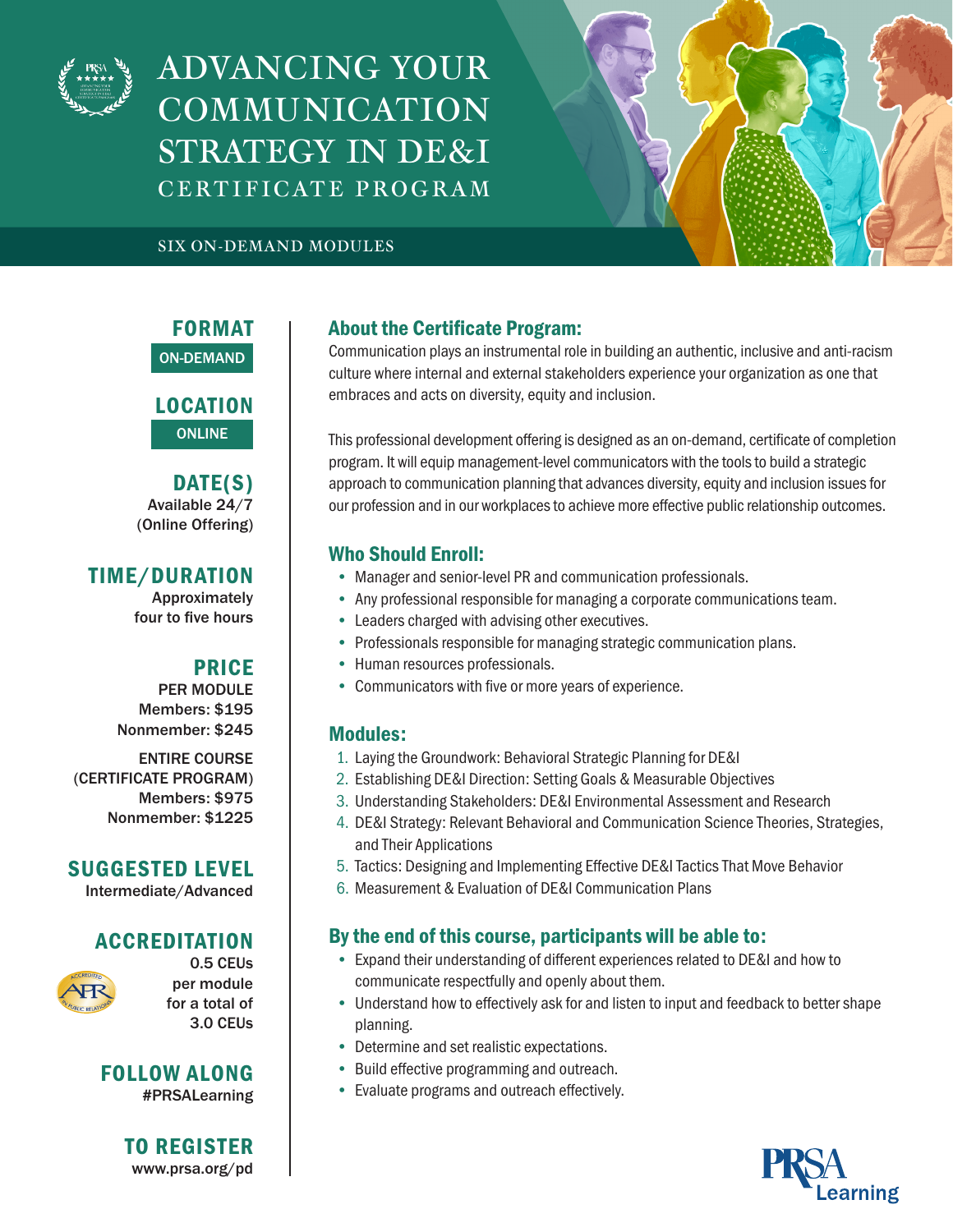# ADVANCING YOUR COMMUNICATION STRATEGY IN DE&I

## CERTIFICATE PROGRAM

SIX ON-DEMAND MODULES

### FORMAT
ON-DEMAND

### LOCATION
ONLINE

### DATE(S)
Available 24/7
(Online Offering)

### TIME/DURATION
Approximately
four to five hours

### PRICE
PER MODULE
Members: $195
Nonmember: $245

ENTIRE COURSE
(CERTIFICATE PROGRAM)
Members: $975
Nonmember: $1225

### SUGGESTED LEVEL
Intermediate/Advanced

### ACCREDITATION
0.5 CEUs
per module
for a total of
3.0 CEUs

### FOLLOW ALONG
#PRSALearning

### TO REGISTER
www.prsa.org/pd

### About the Certificate Program:

Communication plays an instrumental role in building an authentic, inclusive and anti-racism culture where internal and external stakeholders experience your organization as one that embraces and acts on diversity, equity and inclusion.

This professional development offering is designed as an on-demand, certificate of completion program. It will equip management-level communicators with the tools to build a strategic approach to communication planning that advances diversity, equity and inclusion issues for our profession and in our workplaces to achieve more effective public relationship outcomes.

### Who Should Enroll:

- Manager and senior-level PR and communication professionals.
- Any professional responsible for managing a corporate communications team.
- Leaders charged with advising other executives.
- Professionals responsible for managing strategic communication plans.
- Human resources professionals.
- Communicators with five or more years of experience.

### Modules:

1. Laying the Groundwork: Behavioral Strategic Planning for DE&I
2. Establishing DE&I Direction: Setting Goals & Measurable Objectives
3. Understanding Stakeholders: DE&I Environmental Assessment and Research
4. DE&I Strategy: Relevant Behavioral and Communication Science Theories, Strategies, and Their Applications
5. Tactics: Designing and Implementing Effective DE&I Tactics That Move Behavior
6. Measurement & Evaluation of DE&I Communication Plans

### By the end of this course, participants will be able to:

- Expand their understanding of different experiences related to DE&I and how to communicate respectfully and openly about them.
- Understand how to effectively ask for and listen to input and feedback to better shape planning.
- Determine and set realistic expectations.
- Build effective programming and outreach.
- Evaluate programs and outreach effectively.

PRSA Learning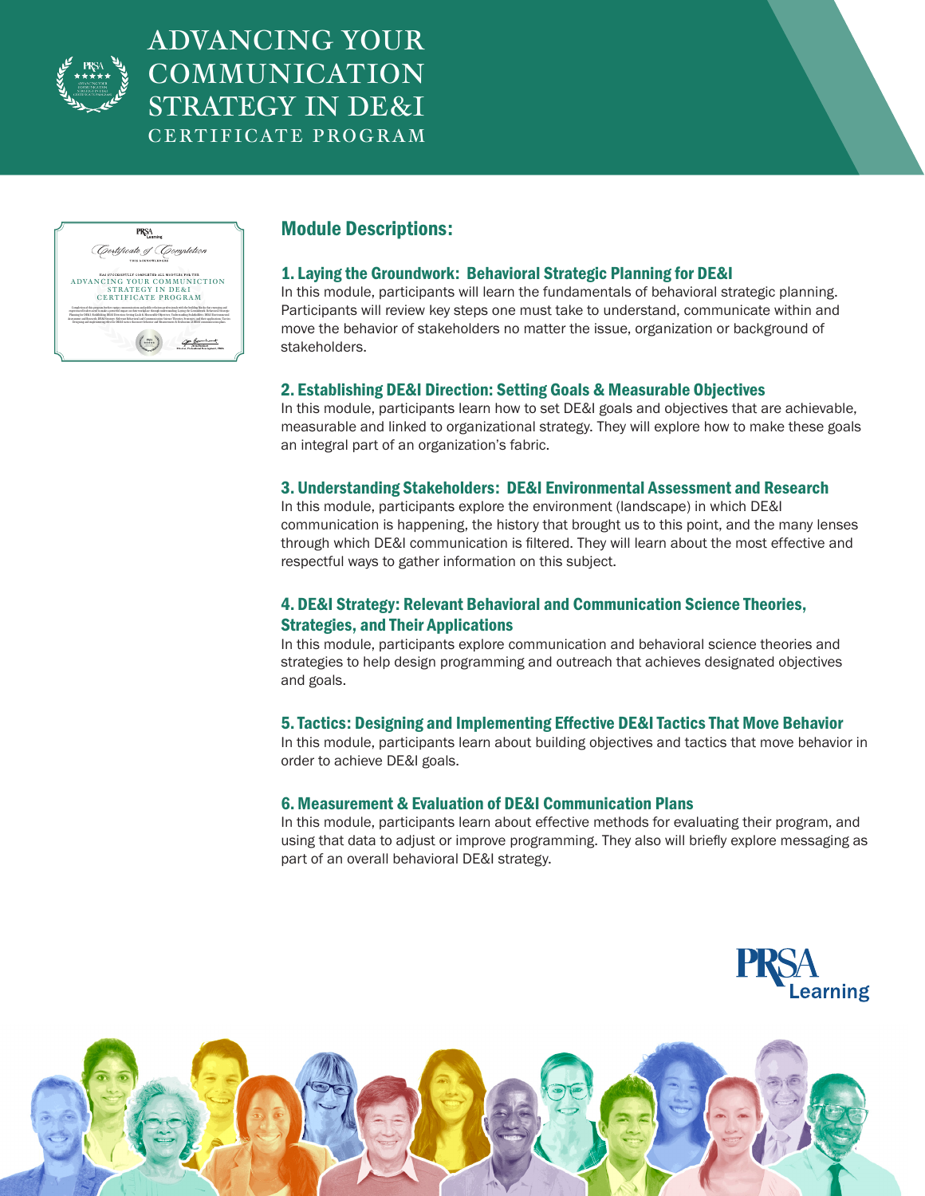# ADVANCING YOUR COMMUNICATION STRATEGY IN DE&I CERTIFICATE PROGRAM

## Module Descriptions:

### 1. Laying the Groundwork: Behavioral Strategic Planning for DE&I

In this module, participants will learn the fundamentals of behavioral strategic planning. Participants will review key steps one must take to understand, communicate within and move the behavior of stakeholders no matter the issue, organization or background of stakeholders.

### 2. Establishing DE&I Direction: Setting Goals & Measurable Objectives

In this module, participants learn how to set DE&I goals and objectives that are achievable, measurable and linked to organizational strategy. They will explore how to make these goals an integral part of an organization's fabric.

### 3. Understanding Stakeholders: DE&I Environmental Assessment and Research

In this module, participants explore the environment (landscape) in which DE&I communication is happening, the history that brought us to this point, and the many lenses through which DE&I communication is filtered. They will learn about the most effective and respectful ways to gather information on this subject.

### 4. DE&I Strategy: Relevant Behavioral and Communication Science Theories, Strategies, and Their Applications

In this module, participants explore communication and behavioral science theories and strategies to help design programming and outreach that achieves designated objectives and goals.

### 5. Tactics: Designing and Implementing Effective DE&I Tactics That Move Behavior

In this module, participants learn about building objectives and tactics that move behavior in order to achieve DE&I goals.

### 6. Measurement & Evaluation of DE&I Communication Plans

In this module, participants learn about effective methods for evaluating their program, and using that data to adjust or improve programming. They also will briefly explore messaging as part of an overall behavioral DE&I strategy.

PRSA Learning